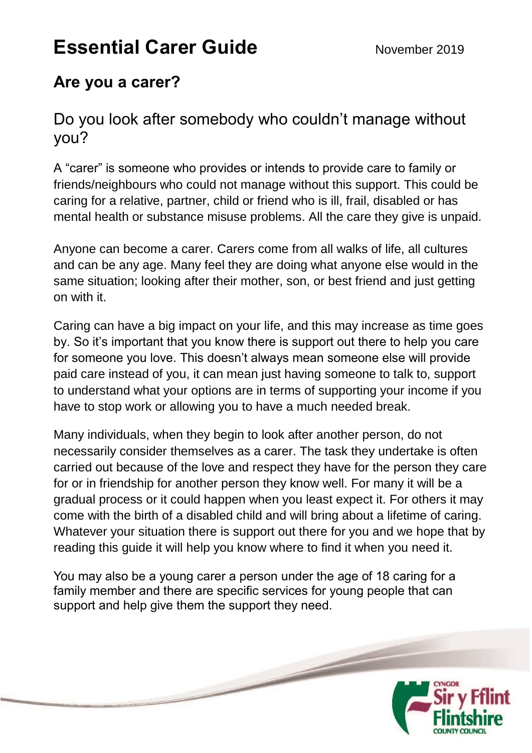# Essential Carer Guide

November 2019

## Are you a carer?

### Do you look after somebody who couldn't manage without you?

A "carer" is someone who provides or intends to provide care to family or friends/neighbours who could not manage without this support. This could be caring for a relative, partner, child or friend who is ill, frail, disabled or has mental health or substance misuse problems. All the care they give is unpaid.

Anyone can become a carer. Carers come from all walks of life, all cultures and can be any age. Many feel they are doing what anyone else would in the same situation; looking after their mother, son, or best friend and just getting on with it.

Caring can have a big impact on your life, and this may increase as time goes by. So it's important that you know there is support out there to help you care for someone you love. This doesn't always mean someone else will provide paid care instead of you, it can mean just having someone to talk to, support to understand what your options are in terms of supporting your income if you have to stop work or allowing you to have a much needed break.

Many individuals, when they begin to look after another person, do not necessarily consider themselves as a carer. The task they undertake is often carried out because of the love and respect they have for the person they care for or in friendship for another person they know well. For many it will be a gradual process or it could happen when you least expect it. For others it may come with the birth of a disabled child and will bring about a lifetime of caring. Whatever your situation there is support out there for you and we hope that by reading this guide it will help you know where to find it when you need it.

You may also be a young carer a person under the age of 18 caring for a family member and there are specific services for young people that can support and help give them the support they need.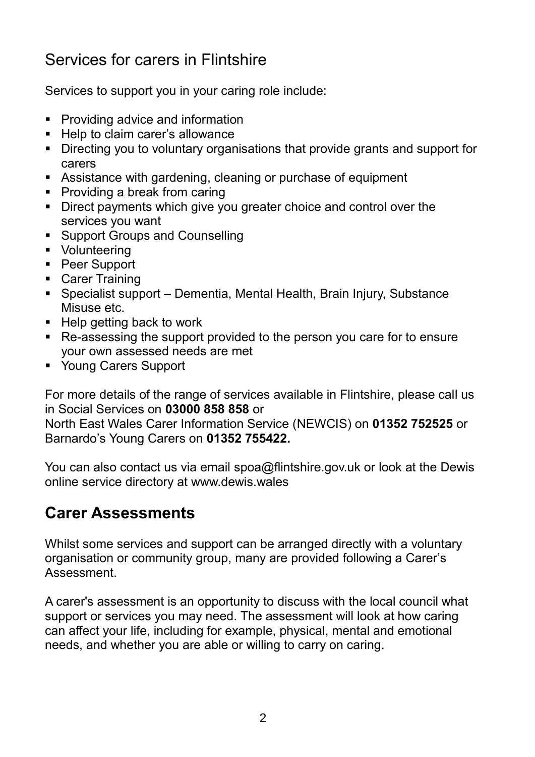## Services for carers in Flintshire

Services to support you in your caring role include:

- Providing advice and information
- Help to claim carer's allowance
- Directing you to voluntary organisations that provide grants and support for carers
- Assistance with gardening, cleaning or purchase of equipment
- Providing a break from caring
- Direct payments which give you greater choice and control over the services you want
- Support Groups and Counselling
- Volunteering
- Peer Support
- Carer Training
- Specialist support – Dementia, Mental Health, Brain Injury, Substance Misuse etc.
- Help getting back to work
- Re-assessing the support provided to the person you care for to ensure your own assessed needs are met
- Young Carers Support

For more details of the range of services available in Flintshire, please call us in Social Services on **03000 858 858** or
North East Wales Carer Information Service (NEWCIS) on **01352 752525** or Barnardo's Young Carers on **01352 755422.**

You can also contact us via email spoa@flintshire.gov.uk or look at the Dewis online service directory at www.dewis.wales

## Carer Assessments

Whilst some services and support can be arranged directly with a voluntary organisation or community group, many are provided following a Carer's Assessment.

A carer's assessment is an opportunity to discuss with the local council what support or services you may need. The assessment will look at how caring can affect your life, including for example, physical, mental and emotional needs, and whether you are able or willing to carry on caring.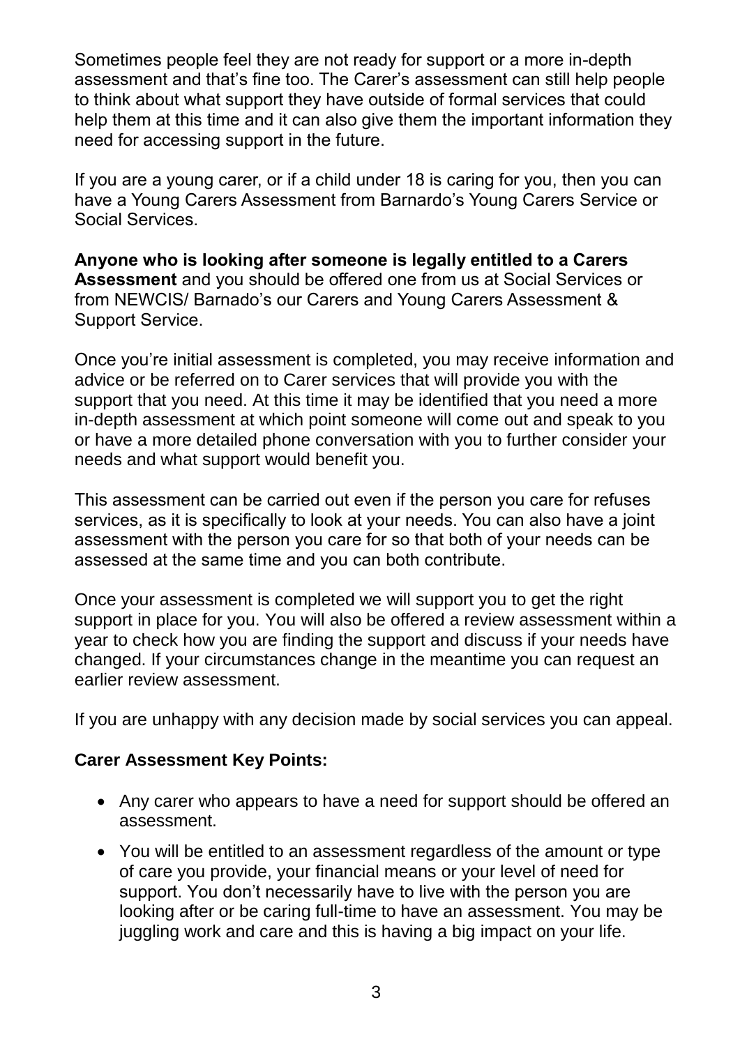Sometimes people feel they are not ready for support or a more in-depth assessment and that's fine too. The Carer's assessment can still help people to think about what support they have outside of formal services that could help them at this time and it can also give them the important information they need for accessing support in the future.

If you are a young carer, or if a child under 18 is caring for you, then you can have a Young Carers Assessment from Barnardo's Young Carers Service or Social Services.

**Anyone who is looking after someone is legally entitled to a Carers Assessment** and you should be offered one from us at Social Services or from NEWCIS/ Barnado's our Carers and Young Carers Assessment & Support Service.

Once you're initial assessment is completed, you may receive information and advice or be referred on to Carer services that will provide you with the support that you need. At this time it may be identified that you need a more in-depth assessment at which point someone will come out and speak to you or have a more detailed phone conversation with you to further consider your needs and what support would benefit you.

This assessment can be carried out even if the person you care for refuses services, as it is specifically to look at your needs. You can also have a joint assessment with the person you care for so that both of your needs can be assessed at the same time and you can both contribute.

Once your assessment is completed we will support you to get the right support in place for you. You will also be offered a review assessment within a year to check how you are finding the support and discuss if your needs have changed. If your circumstances change in the meantime you can request an earlier review assessment.

If you are unhappy with any decision made by social services you can appeal.

**Carer Assessment Key Points:**

- Any carer who appears to have a need for support should be offered an assessment.
- You will be entitled to an assessment regardless of the amount or type of care you provide, your financial means or your level of need for support. You don't necessarily have to live with the person you are looking after or be caring full-time to have an assessment. You may be juggling work and care and this is having a big impact on your life.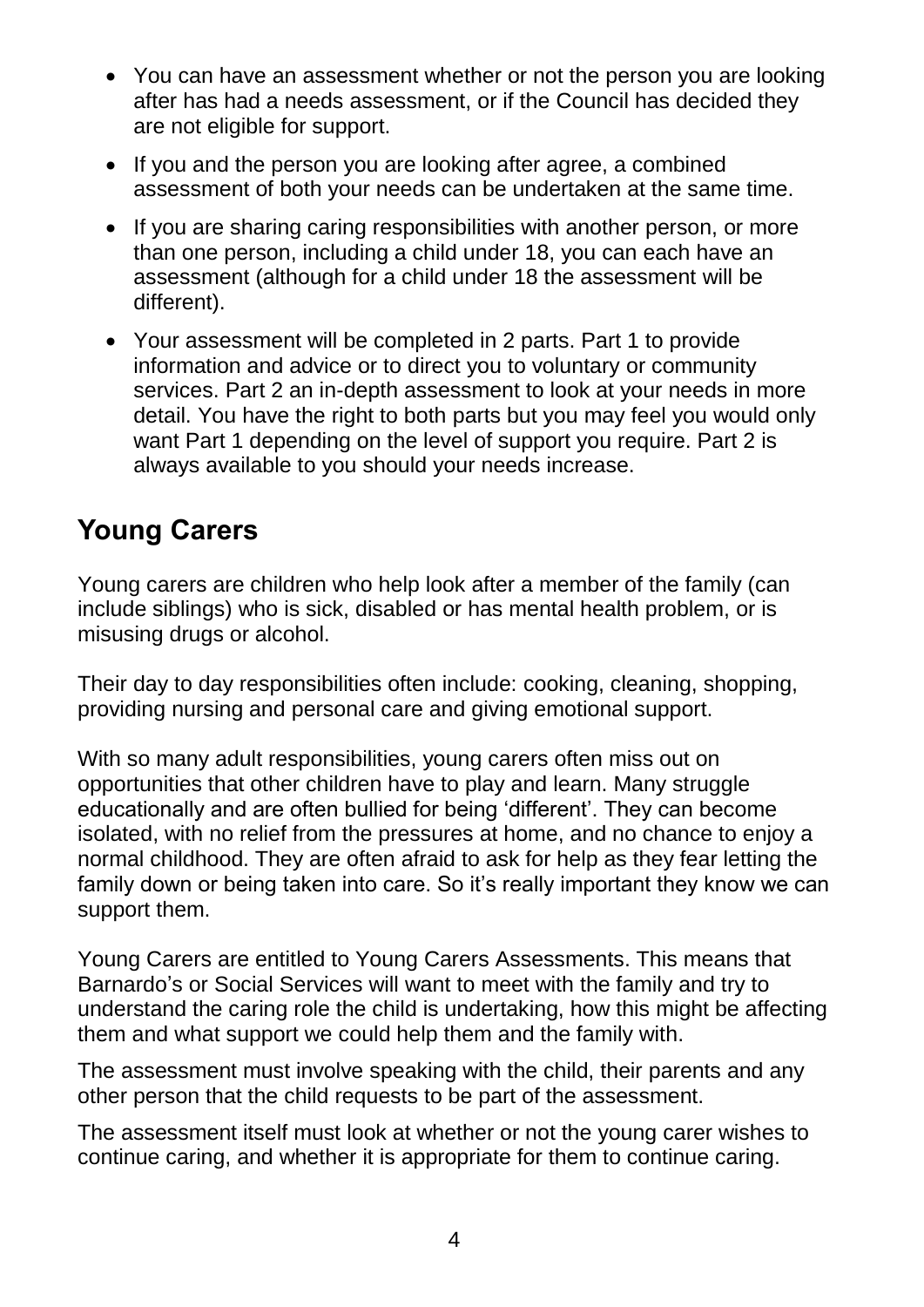- You can have an assessment whether or not the person you are looking after has had a needs assessment, or if the Council has decided they are not eligible for support.
- If you and the person you are looking after agree, a combined assessment of both your needs can be undertaken at the same time.
- If you are sharing caring responsibilities with another person, or more than one person, including a child under 18, you can each have an assessment (although for a child under 18 the assessment will be different).
- Your assessment will be completed in 2 parts. Part 1 to provide information and advice or to direct you to voluntary or community services. Part 2 an in-depth assessment to look at your needs in more detail. You have the right to both parts but you may feel you would only want Part 1 depending on the level of support you require. Part 2 is always available to you should your needs increase.

## Young Carers

Young carers are children who help look after a member of the family (can include siblings) who is sick, disabled or has mental health problem, or is misusing drugs or alcohol.

Their day to day responsibilities often include: cooking, cleaning, shopping, providing nursing and personal care and giving emotional support.

With so many adult responsibilities, young carers often miss out on opportunities that other children have to play and learn. Many struggle educationally and are often bullied for being 'different'. They can become isolated, with no relief from the pressures at home, and no chance to enjoy a normal childhood. They are often afraid to ask for help as they fear letting the family down or being taken into care. So it's really important they know we can support them.

Young Carers are entitled to Young Carers Assessments. This means that Barnardo's or Social Services will want to meet with the family and try to understand the caring role the child is undertaking, how this might be affecting them and what support we could help them and the family with.

The assessment must involve speaking with the child, their parents and any other person that the child requests to be part of the assessment.

The assessment itself must look at whether or not the young carer wishes to continue caring, and whether it is appropriate for them to continue caring.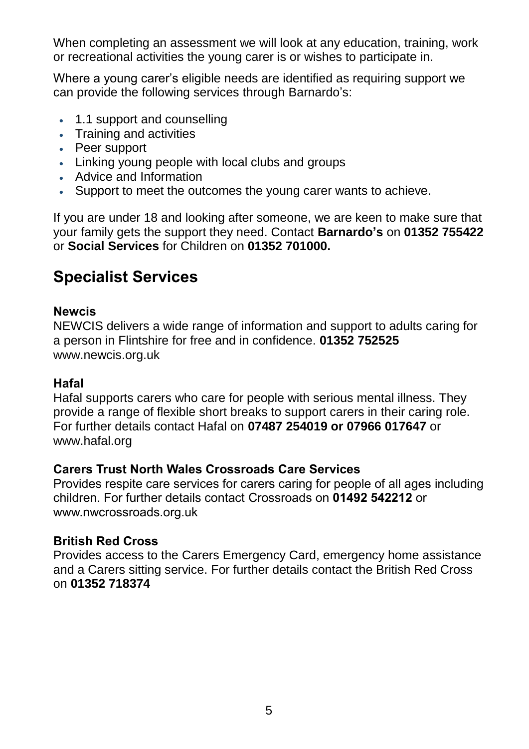When completing an assessment we will look at any education, training, work or recreational activities the young carer is or wishes to participate in.

Where a young carer's eligible needs are identified as requiring support we can provide the following services through Barnardo's:

- 1.1 support and counselling
- Training and activities
- Peer support
- Linking young people with local clubs and groups
- Advice and Information
- Support to meet the outcomes the young carer wants to achieve.

If you are under 18 and looking after someone, we are keen to make sure that your family gets the support they need. Contact **Barnardo's** on **01352 755422** or **Social Services** for Children on **01352 701000.**

## Specialist Services

**Newcis**
NEWCIS delivers a wide range of information and support to adults caring for a person in Flintshire for free and in confidence. **01352 752525** www.newcis.org.uk

**Hafal**
Hafal supports carers who care for people with serious mental illness. They provide a range of flexible short breaks to support carers in their caring role. For further details contact Hafal on **07487 254019 or 07966 017647** or www.hafal.org

**Carers Trust North Wales Crossroads Care Services**
Provides respite care services for carers caring for people of all ages including children. For further details contact Crossroads on **01492 542212** or www.nwcrossroads.org.uk

**British Red Cross**
Provides access to the Carers Emergency Card, emergency home assistance and a Carers sitting service. For further details contact the British Red Cross on **01352 718374**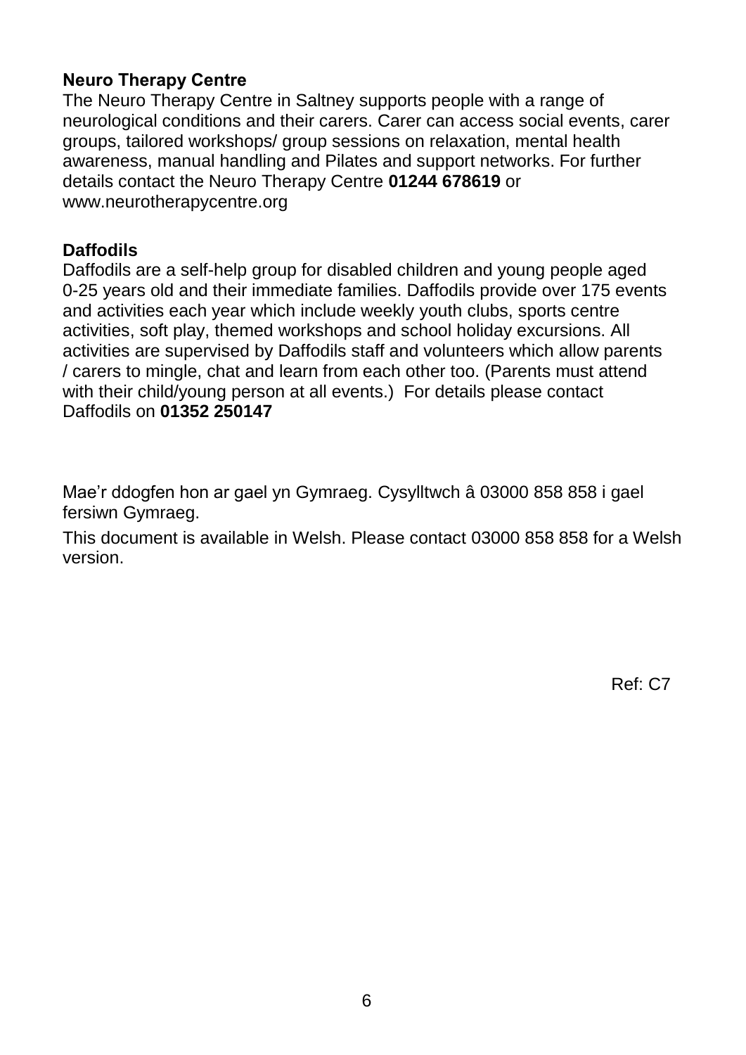### Neuro Therapy Centre

The Neuro Therapy Centre in Saltney supports people with a range of neurological conditions and their carers. Carer can access social events, carer groups, tailored workshops/ group sessions on relaxation, mental health awareness, manual handling and Pilates and support networks. For further details contact the Neuro Therapy Centre **01244 678619** or www.neurotherapycentre.org

### Daffodils

Daffodils are a self-help group for disabled children and young people aged 0-25 years old and their immediate families. Daffodils provide over 175 events and activities each year which include weekly youth clubs, sports centre activities, soft play, themed workshops and school holiday excursions. All activities are supervised by Daffodils staff and volunteers which allow parents / carers to mingle, chat and learn from each other too. (Parents must attend with their child/young person at all events.) For details please contact Daffodils on **01352 250147**

Mae'r ddogfen hon ar gael yn Gymraeg. Cysylltwch â 03000 858 858 i gael fersiwn Gymraeg.

This document is available in Welsh. Please contact 03000 858 858 for a Welsh version.

Ref: C7